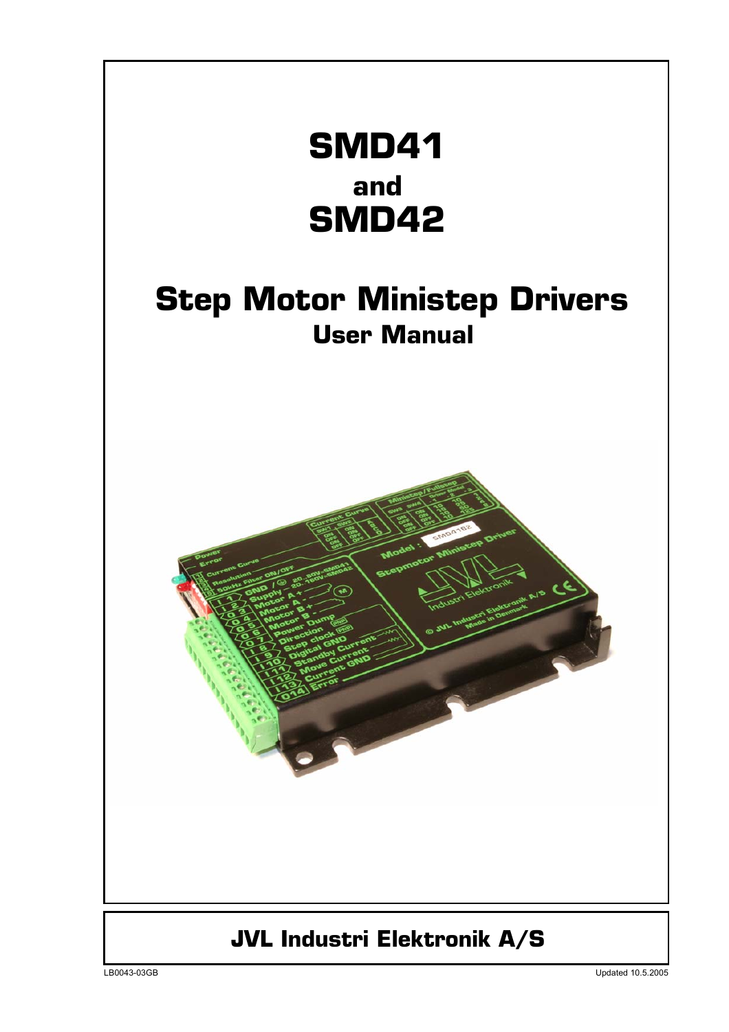# SMD41
## and
# SMD42

# Step Motor Ministep Drivers
## User Manual

## JVL Industri Elektronik A/S

LB0043-03GB

Updated 10.5.2005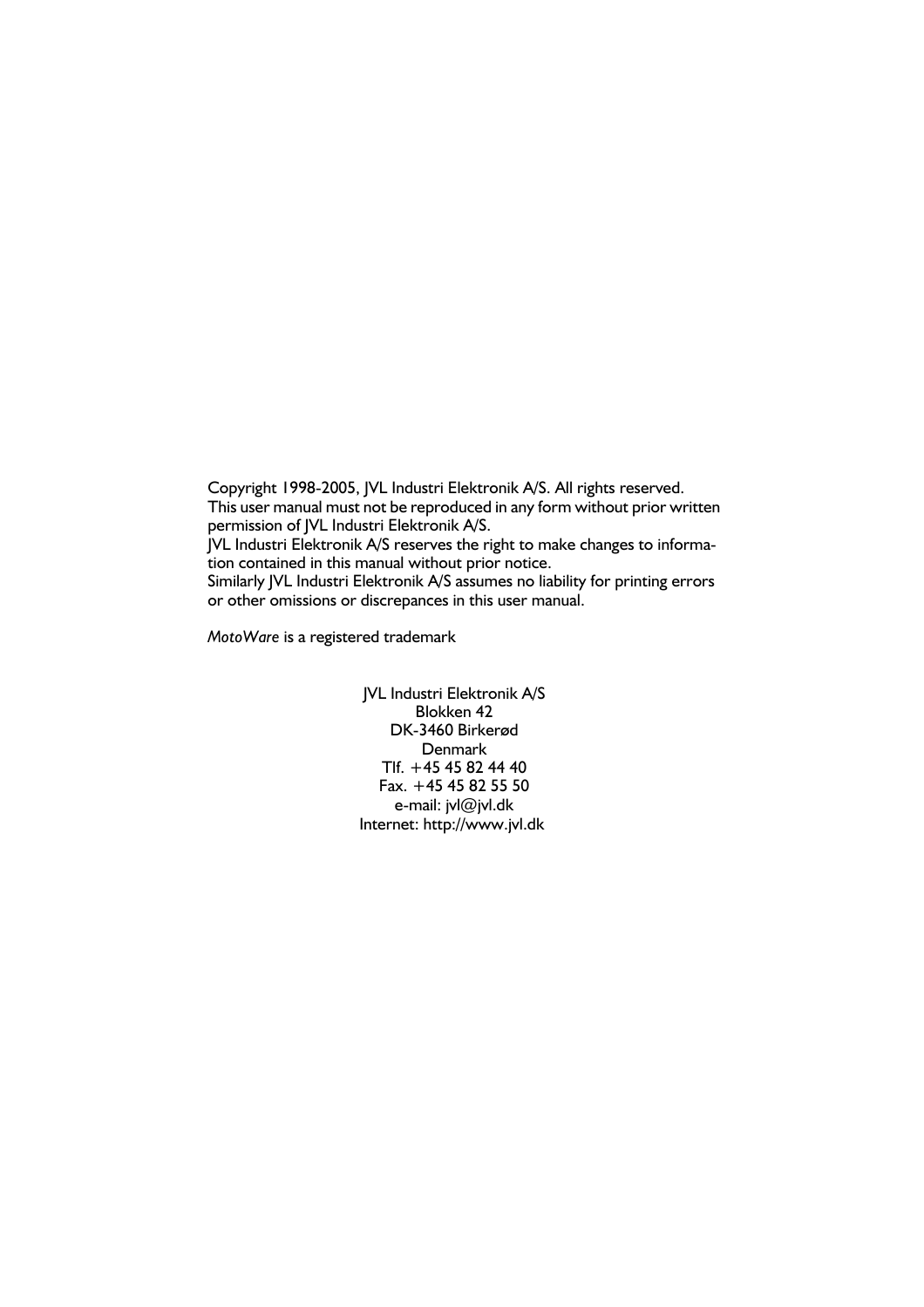Copyright 1998-2005, JVL Industri Elektronik A/S. All rights reserved.
This user manual must not be reproduced in any form without prior written permission of JVL Industri Elektronik A/S.
JVL Industri Elektronik A/S reserves the right to make changes to information contained in this manual without prior notice.
Similarly JVL Industri Elektronik A/S assumes no liability for printing errors or other omissions or discrepances in this user manual.

*MotoWare* is a registered trademark

JVL Industri Elektronik A/S
Blokken 42
DK-3460 Birkerød
Denmark
Tlf. +45 45 82 44 40
Fax. +45 45 82 55 50
e-mail: jvl@jvl.dk
Internet: http://www.jvl.dk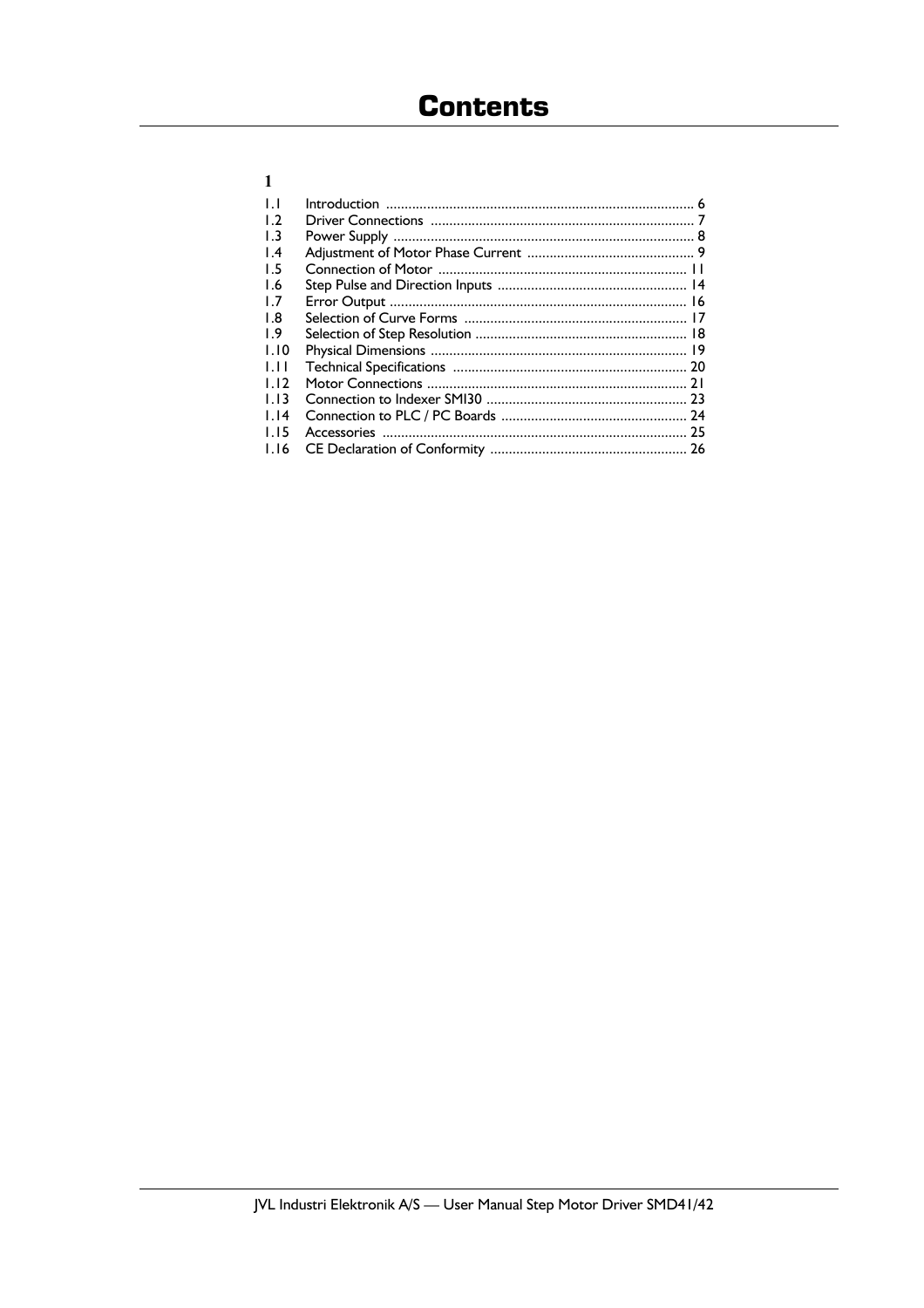# Contents

**1**

| | | |
|---|---|---|
| 1.1 | Introduction | 6 |
| 1.2 | Driver Connections | 7 |
| 1.3 | Power Supply | 8 |
| 1.4 | Adjustment of Motor Phase Current | 9 |
| 1.5 | Connection of Motor | 11 |
| 1.6 | Step Pulse and Direction Inputs | 14 |
| 1.7 | Error Output | 16 |
| 1.8 | Selection of Curve Forms | 17 |
| 1.9 | Selection of Step Resolution | 18 |
| 1.10 | Physical Dimensions | 19 |
| 1.11 | Technical Specifications | 20 |
| 1.12 | Motor Connections | 21 |
| 1.13 | Connection to Indexer SMI30 | 23 |
| 1.14 | Connection to PLC / PC Boards | 24 |
| 1.15 | Accessories | 25 |
| 1.16 | CE Declaration of Conformity | 26 |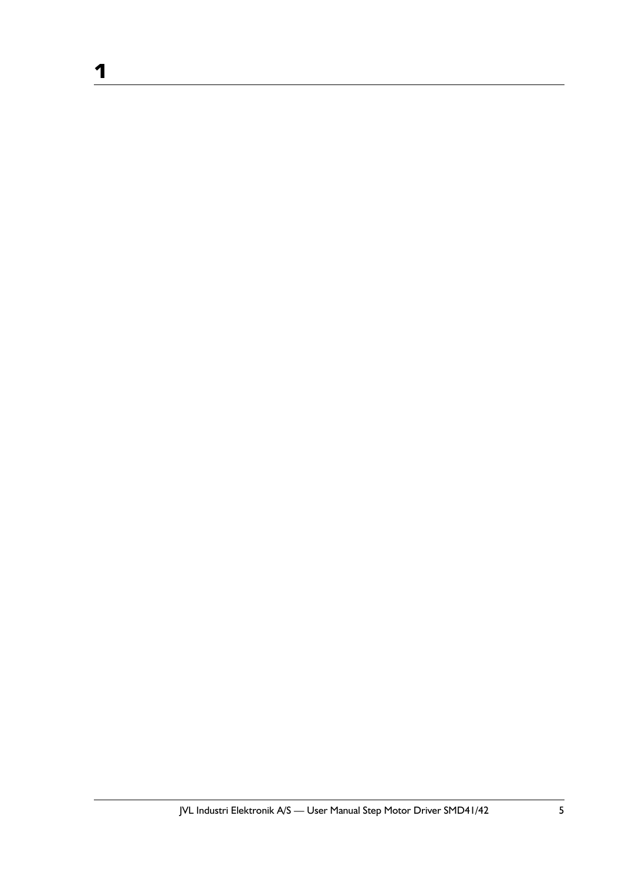# 1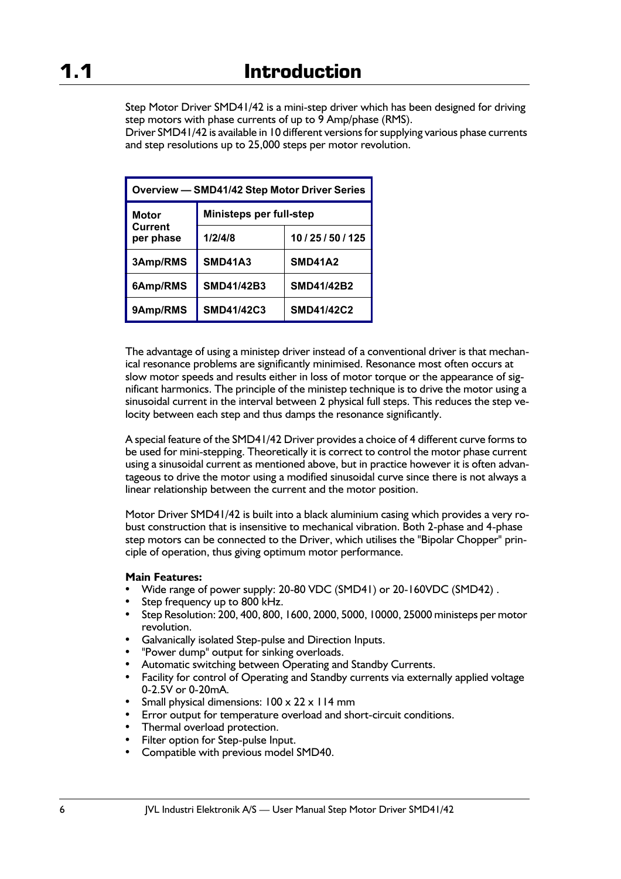# 1.1 Introduction

Step Motor Driver SMD41/42 is a mini-step driver which has been designed for driving step motors with phase currents of up to 9 Amp/phase (RMS).
Driver SMD41/42 is available in 10 different versions for supplying various phase currents and step resolutions up to 25,000 steps per motor revolution.

| Overview — SMD41/42 Step Motor Driver Series | | |
|---|---|---|
| Motor Current per phase | Ministeps per full-step | |
| | 1/2/4/8 | 10 / 25 / 50 / 125 |
| 3Amp/RMS | SMD41A3 | SMD41A2 |
| 6Amp/RMS | SMD41/42B3 | SMD41/42B2 |
| 9Amp/RMS | SMD41/42C3 | SMD41/42C2 |

The advantage of using a ministep driver instead of a conventional driver is that mechanical resonance problems are significantly minimised. Resonance most often occurs at slow motor speeds and results either in loss of motor torque or the appearance of significant harmonics. The principle of the ministep technique is to drive the motor using a sinusoidal current in the interval between 2 physical full steps. This reduces the step velocity between each step and thus damps the resonance significantly.

A special feature of the SMD41/42 Driver provides a choice of 4 different curve forms to be used for mini-stepping. Theoretically it is correct to control the motor phase current using a sinusoidal current as mentioned above, but in practice however it is often advantageous to drive the motor using a modified sinusoidal curve since there is not always a linear relationship between the current and the motor position.

Motor Driver SMD41/42 is built into a black aluminium casing which provides a very robust construction that is insensitive to mechanical vibration. Both 2-phase and 4-phase step motors can be connected to the Driver, which utilises the "Bipolar Chopper" principle of operation, thus giving optimum motor performance.

**Main Features:**

- Wide range of power supply: 20-80 VDC (SMD41) or 20-160VDC (SMD42) .
- Step frequency up to 800 kHz.
- Step Resolution: 200, 400, 800, 1600, 2000, 5000, 10000, 25000 ministeps per motor revolution.
- Galvanically isolated Step-pulse and Direction Inputs.
- "Power dump" output for sinking overloads.
- Automatic switching between Operating and Standby Currents.
- Facility for control of Operating and Standby currents via externally applied voltage 0-2.5V or 0-20mA.
- Small physical dimensions: 100 x 22 x 114 mm
- Error output for temperature overload and short-circuit conditions.
- Thermal overload protection.
- Filter option for Step-pulse Input.
- Compatible with previous model SMD40.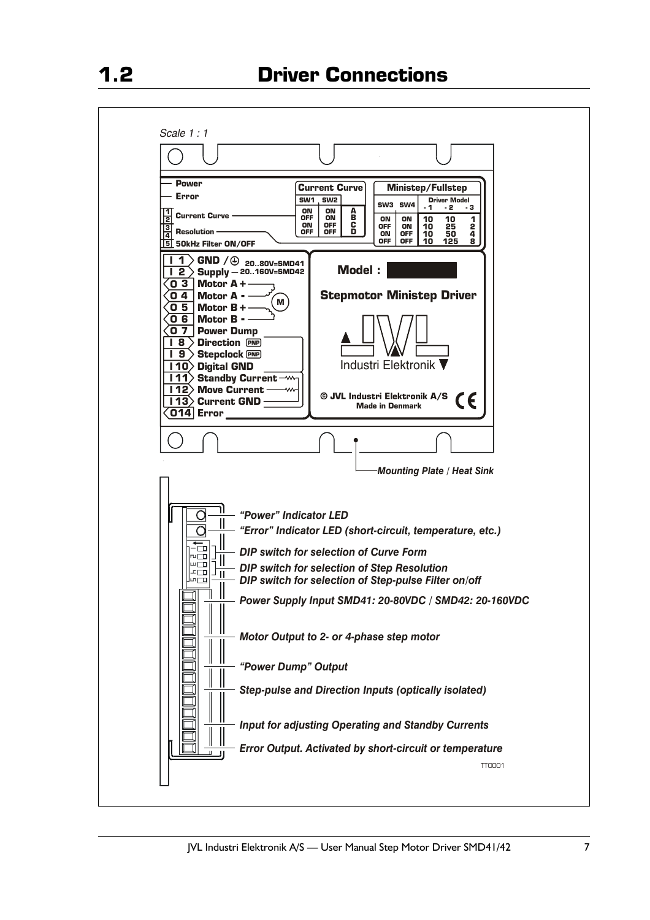## 1.2 Driver Connections

*Scale 1 : 1*

- Power
- Error
- 1, 2: Current Curve
- 3, 4: Resolution
- 5: 50kHz Filter ON/OFF

**Current Curve**

| SW1 | SW2 | |
|---|---|---|
| ON | ON | A |
| OFF | ON | B |
| ON | OFF | C |
| OFF | OFF | D |

**Ministep/Fullstep**

| SW3 | SW4 | Driver Model -1 | -2 | -3 |
|---|---|---|---|---|
| ON | ON | 10 | 10 | 1 |
| OFF | ON | 10 | 25 | 2 |
| ON | OFF | 10 | 50 | 4 |
| OFF | OFF | 10 | 125 | 8 |

| Terminal | Function |
|---|---|
| I 1 | GND / ⏚ 20..80V=SMD41 |
| I 2 | Supply — 20..160V=SMD42 |
| O 3 | Motor A + |
| O 4 | Motor A - |
| O 5 | Motor B + |
| O 6 | Motor B - |
| O 7 | Power Dump |
| I 8 | Direction PNP |
| I 9 | Stepclock PNP |
| I 10 | Digital GND |
| I 11 | Standby Current |
| I 12 | Move Current |
| I 13 | Current GND |
| O 14 | Error |

**Model :**

**Stepmotor Ministep Driver**

Industri Elektronik

**© JVL Industri Elektronik A/S**
**Made in Denmark**

*Mounting Plate / Heat Sink*

*"Power" Indicator LED*

*"Error" Indicator LED (short-circuit, temperature, etc.)*

*DIP switch for selection of Curve Form*

*DIP switch for selection of Step Resolution*

*DIP switch for selection of Step-pulse Filter on/off*

*Power Supply Input SMD41: 20-80VDC / SMD42: 20-160VDC*

*Motor Output to 2- or 4-phase step motor*

*"Power Dump" Output*

*Step-pulse and Direction Inputs (optically isolated)*

*Input for adjusting Operating and Standby Currents*

*Error Output. Activated by short-circuit or temperature*

TT0001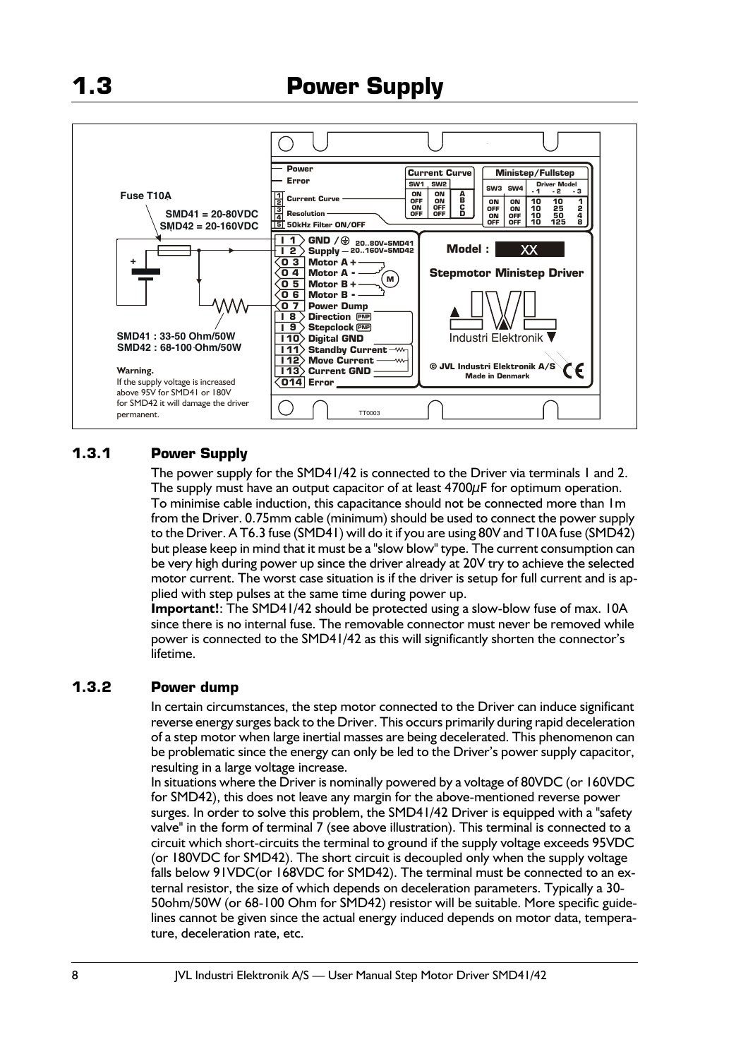# 1.3 Power Supply

Fuse T10A

SMD41 = 20-80VDC
SMD42 = 20-160VDC

SMD41 : 33-50 Ohm/50W
SMD42 : 68-100 Ohm/50W

**Warning.**
If the supply voltage is increased above 95V for SMD41 or 180V for SMD42 it will damage the driver permanent.

## 1.3.1 Power Supply

The power supply for the SMD41/42 is connected to the Driver via terminals 1 and 2. The supply must have an output capacitor of at least 4700µF for optimum operation. To minimise cable induction, this capacitance should not be connected more than 1m from the Driver. 0.75mm cable (minimum) should be used to connect the power supply to the Driver. A T6.3 fuse (SMD41) will do it if you are using 80V and T10A fuse (SMD42) but please keep in mind that it must be a "slow blow" type. The current consumption can be very high during power up since the driver already at 20V try to achieve the selected motor current. The worst case situation is if the driver is setup for full current and is applied with step pulses at the same time during power up.

**Important!**: The SMD41/42 should be protected using a slow-blow fuse of max. 10A since there is no internal fuse. The removable connector must never be removed while power is connected to the SMD41/42 as this will significantly shorten the connector's lifetime.

## 1.3.2 Power dump

In certain circumstances, the step motor connected to the Driver can induce significant reverse energy surges back to the Driver. This occurs primarily during rapid deceleration of a step motor when large inertial masses are being decelerated. This phenomenon can be problematic since the energy can only be led to the Driver's power supply capacitor, resulting in a large voltage increase.

In situations where the Driver is nominally powered by a voltage of 80VDC (or 160VDC for SMD42), this does not leave any margin for the above-mentioned reverse power surges. In order to solve this problem, the SMD41/42 Driver is equipped with a "safety valve" in the form of terminal 7 (see above illustration). This terminal is connected to a circuit which short-circuits the terminal to ground if the supply voltage exceeds 95VDC (or 180VDC for SMD42). The short circuit is decoupled only when the supply voltage falls below 91VDC(or 168VDC for SMD42). The terminal must be connected to an external resistor, the size of which depends on deceleration parameters. Typically a 30-50ohm/50W (or 68-100 Ohm for SMD42) resistor will be suitable. More specific guidelines cannot be given since the actual energy induced depends on motor data, temperature, deceleration rate, etc.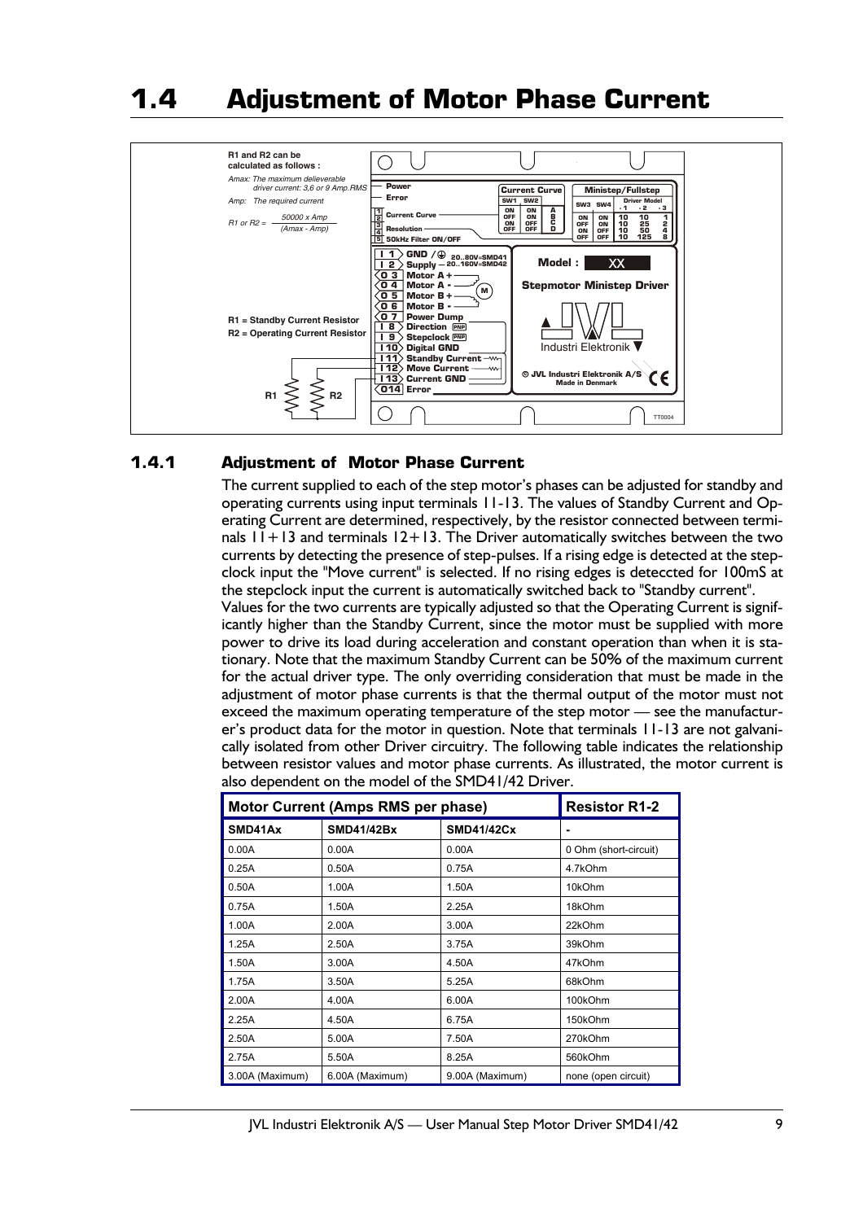# 1.4 Adjustment of Motor Phase Current

R1 and R2 can be calculated as follows :

*Amax: The maximum delieverable driver current: 3,6 or 9 Amp.RMS*

*Amp: The required current*

$$R1 \text{ or } R2 = \frac{50000 \times Amp}{(Amax - Amp)}$$

R1 = Standby Current Resistor

R2 = Operating Current Resistor

## 1.4.1 Adjustment of Motor Phase Current

The current supplied to each of the step motor's phases can be adjusted for standby and operating currents using input terminals 11-13. The values of Standby Current and Operating Current are determined, respectively, by the resistor connected between terminals 11+13 and terminals 12+13. The Driver automatically switches between the two currents by detecting the presence of step-pulses. If a rising edge is detected at the stepclock input the "Move current" is selected. If no rising edges is deteccted for 100mS at the stepclock input the current is automatically switched back to "Standby current".

Values for the two currents are typically adjusted so that the Operating Current is significantly higher than the Standby Current, since the motor must be supplied with more power to drive its load during acceleration and constant operation than when it is stationary. Note that the maximum Standby Current can be 50% of the maximum current for the actual driver type. The only overriding consideration that must be made in the adjustment of motor phase currents is that the thermal output of the motor must not exceed the maximum operating temperature of the step motor — see the manufacturer's product data for the motor in question. Note that terminals 11-13 are not galvanically isolated from other Driver circuitry. The following table indicates the relationship between resistor values and motor phase currents. As illustrated, the motor current is also dependent on the model of the SMD41/42 Driver.

| Motor Current (Amps RMS per phase) | | | Resistor R1-2 |
|---|---|---|---|
| SMD41Ax | SMD41/42Bx | SMD41/42Cx | - |
| 0.00A | 0.00A | 0.00A | 0 Ohm (short-circuit) |
| 0.25A | 0.50A | 0.75A | 4.7kOhm |
| 0.50A | 1.00A | 1.50A | 10kOhm |
| 0.75A | 1.50A | 2.25A | 18kOhm |
| 1.00A | 2.00A | 3.00A | 22kOhm |
| 1.25A | 2.50A | 3.75A | 39kOhm |
| 1.50A | 3.00A | 4.50A | 47kOhm |
| 1.75A | 3.50A | 5.25A | 68kOhm |
| 2.00A | 4.00A | 6.00A | 100kOhm |
| 2.25A | 4.50A | 6.75A | 150kOhm |
| 2.50A | 5.00A | 7.50A | 270kOhm |
| 2.75A | 5.50A | 8.25A | 560kOhm |
| 3.00A (Maximum) | 6.00A (Maximum) | 9.00A (Maximum) | none (open circuit) |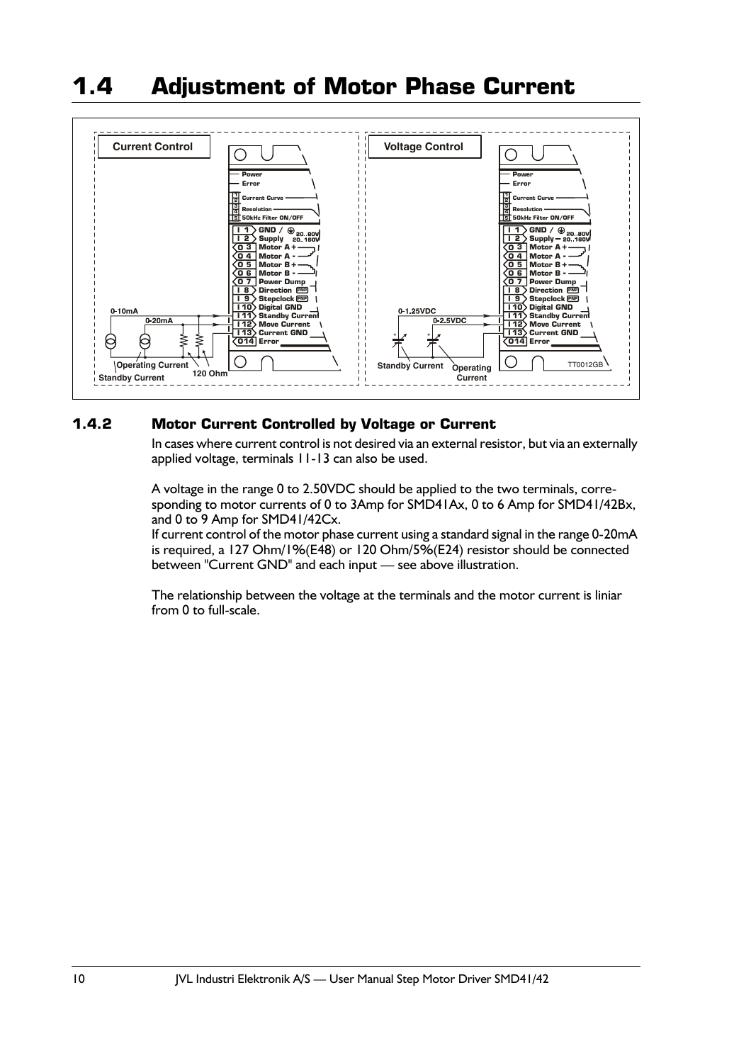# 1.4 Adjustment of Motor Phase Current

### 1.4.2 Motor Current Controlled by Voltage or Current

In cases where current control is not desired via an external resistor, but via an externally applied voltage, terminals 11-13 can also be used.

A voltage in the range 0 to 2.50VDC should be applied to the two terminals, corresponding to motor currents of 0 to 3Amp for SMD41Ax, 0 to 6 Amp for SMD41/42Bx, and 0 to 9 Amp for SMD41/42Cx.
If current control of the motor phase current using a standard signal in the range 0-20mA is required, a 127 Ohm/1%(E48) or 120 Ohm/5%(E24) resistor should be connected between "Current GND" and each input — see above illustration.

The relationship between the voltage at the terminals and the motor current is liniar from 0 to full-scale.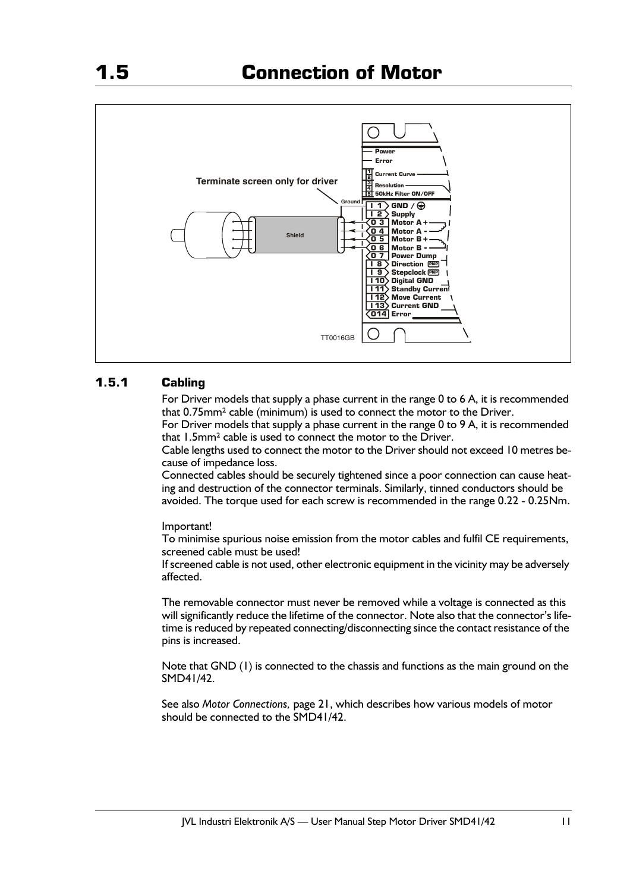## 1.5 Connection of Motor

### 1.5.1 Cabling

For Driver models that supply a phase current in the range 0 to 6 A, it is recommended that 0.75mm² cable (minimum) is used to connect the motor to the Driver.
For Driver models that supply a phase current in the range 0 to 9 A, it is recommended that 1.5mm² cable is used to connect the motor to the Driver.
Cable lengths used to connect the motor to the Driver should not exceed 10 metres because of impedance loss.
Connected cables should be securely tightened since a poor connection can cause heating and destruction of the connector terminals. Similarly, tinned conductors should be avoided. The torque used for each screw is recommended in the range 0.22 - 0.25Nm.

Important!
To minimise spurious noise emission from the motor cables and fulfil CE requirements, screened cable must be used!
If screened cable is not used, other electronic equipment in the vicinity may be adversely affected.

The removable connector must never be removed while a voltage is connected as this will significantly reduce the lifetime of the connector. Note also that the connector's lifetime is reduced by repeated connecting/disconnecting since the contact resistance of the pins is increased.

Note that GND (1) is connected to the chassis and functions as the main ground on the SMD41/42.

See also *Motor Connections,* page 21, which describes how various models of motor should be connected to the SMD41/42.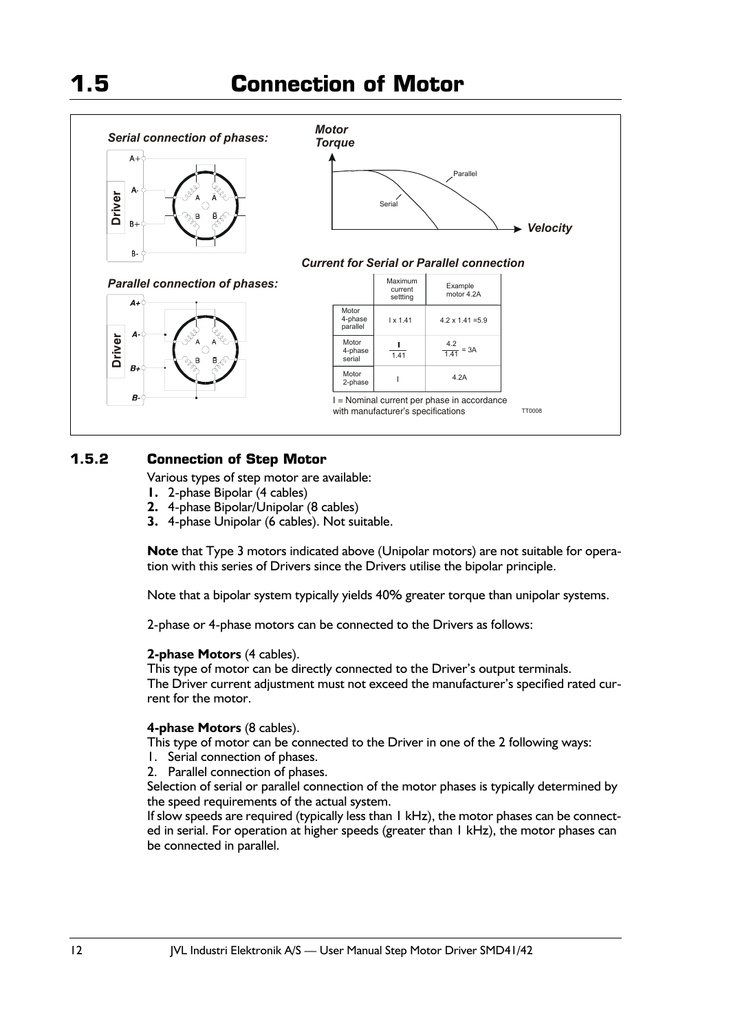# 1.5 Connection of Motor

*Serial connection of phases:*

*Parallel connection of phases:*

*Motor Torque* — *Velocity* (Parallel, Serial)

*Current for Serial or Parallel connection*

| | Maximum current settting | Example motor 4.2A |
|---|---|---|
| Motor 4-phase parallel | I x 1.41 | 4.2 x 1.41 =5.9 |
| Motor 4-phase serial | $\frac{I}{1.41}$ | $\frac{4.2}{1.41} = 3A$ |
| Motor 2-phase | I | 4.2A |

I = Nominal current per phase in accordance with manufacturer's specifications

TT0008

### 1.5.2 Connection of Step Motor

Various types of step motor are available:

1. 2-phase Bipolar (4 cables)
2. 4-phase Bipolar/Unipolar (8 cables)
3. 4-phase Unipolar (6 cables). Not suitable.

**Note** that Type 3 motors indicated above (Unipolar motors) are not suitable for operation with this series of Drivers since the Drivers utilise the bipolar principle.

Note that a bipolar system typically yields 40% greater torque than unipolar systems.

2-phase or 4-phase motors can be connected to the Drivers as follows:

**2-phase Motors** (4 cables).
This type of motor can be directly connected to the Driver's output terminals.
The Driver current adjustment must not exceed the manufacturer's specified rated current for the motor.

**4-phase Motors** (8 cables).
This type of motor can be connected to the Driver in one of the 2 following ways:

1. Serial connection of phases.
2. Parallel connection of phases.

Selection of serial or parallel connection of the motor phases is typically determined by the speed requirements of the actual system.
If slow speeds are required (typically less than 1 kHz), the motor phases can be connected in serial. For operation at higher speeds (greater than 1 kHz), the motor phases can be connected in parallel.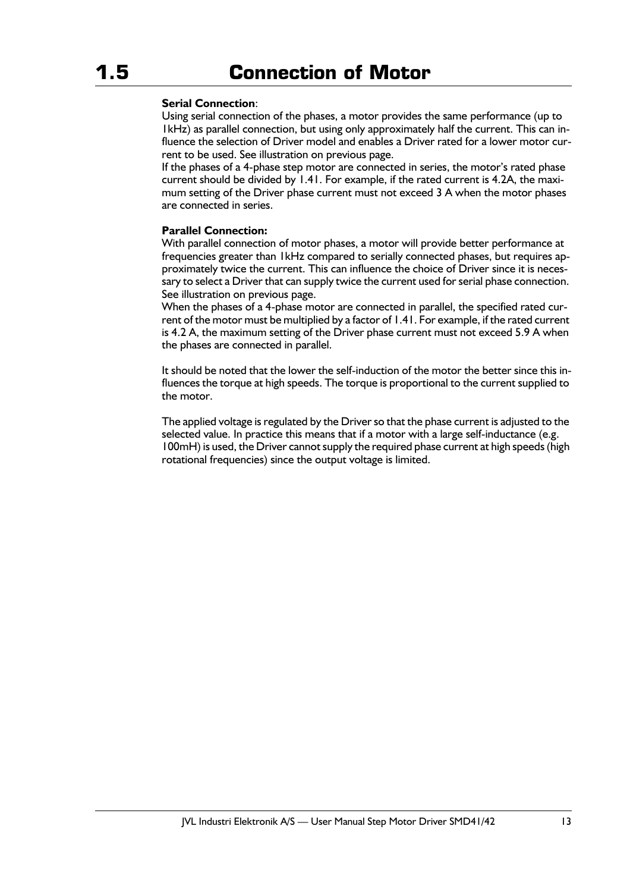# 1.5 Connection of Motor

**Serial Connection**:
Using serial connection of the phases, a motor provides the same performance (up to 1kHz) as parallel connection, but using only approximately half the current. This can influence the selection of Driver model and enables a Driver rated for a lower motor current to be used. See illustration on previous page.
If the phases of a 4-phase step motor are connected in series, the motor's rated phase current should be divided by 1.41. For example, if the rated current is 4.2A, the maximum setting of the Driver phase current must not exceed 3 A when the motor phases are connected in series.

**Parallel Connection:**
With parallel connection of motor phases, a motor will provide better performance at frequencies greater than 1kHz compared to serially connected phases, but requires approximately twice the current. This can influence the choice of Driver since it is necessary to select a Driver that can supply twice the current used for serial phase connection. See illustration on previous page.
When the phases of a 4-phase motor are connected in parallel, the specified rated current of the motor must be multiplied by a factor of 1.41. For example, if the rated current is 4.2 A, the maximum setting of the Driver phase current must not exceed 5.9 A when the phases are connected in parallel.

It should be noted that the lower the self-induction of the motor the better since this influences the torque at high speeds. The torque is proportional to the current supplied to the motor.

The applied voltage is regulated by the Driver so that the phase current is adjusted to the selected value. In practice this means that if a motor with a large self-inductance (e.g. 100mH) is used, the Driver cannot supply the required phase current at high speeds (high rotational frequencies) since the output voltage is limited.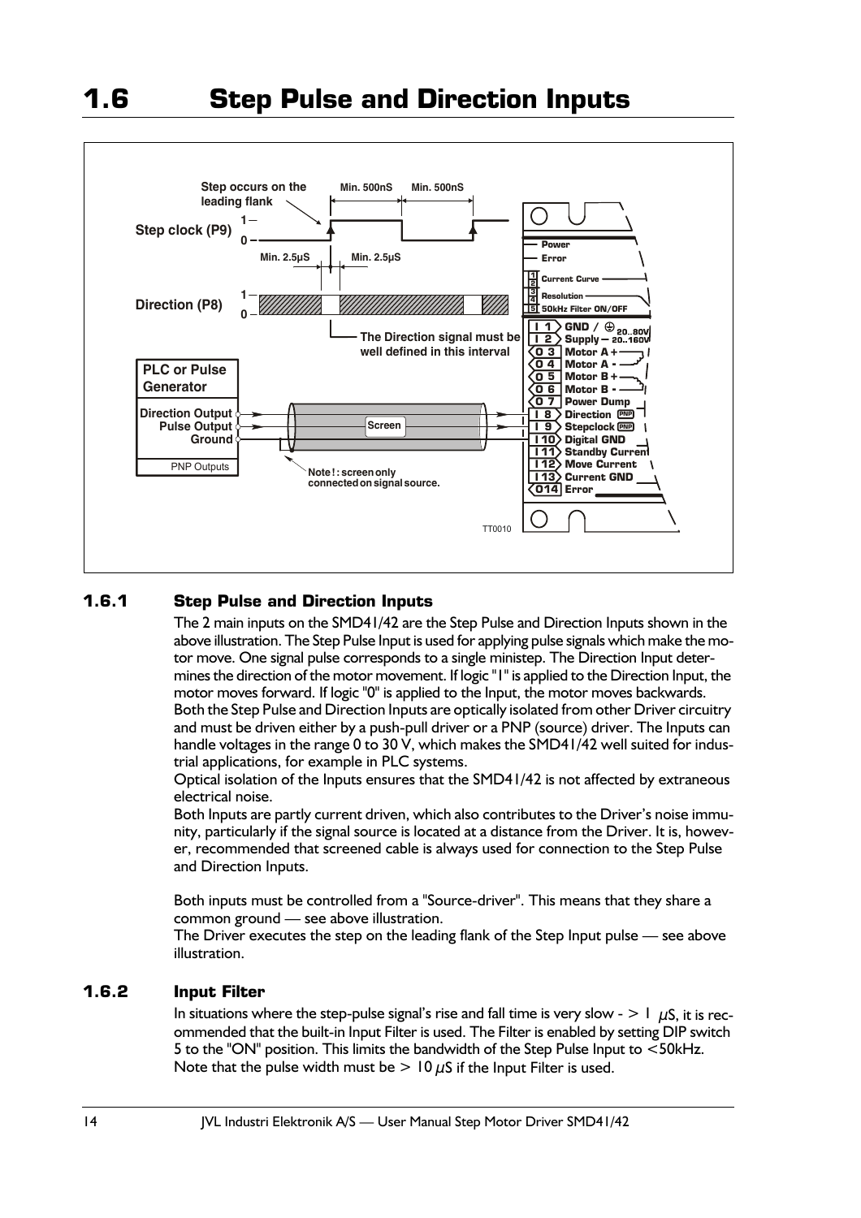# 1.6 Step Pulse and Direction Inputs

## 1.6.1 Step Pulse and Direction Inputs

The 2 main inputs on the SMD41/42 are the Step Pulse and Direction Inputs shown in the above illustration. The Step Pulse Input is used for applying pulse signals which make the motor move. One signal pulse corresponds to a single ministep. The Direction Input determines the direction of the motor movement. If logic "1" is applied to the Direction Input, the motor moves forward. If logic "0" is applied to the Input, the motor moves backwards.

Both the Step Pulse and Direction Inputs are optically isolated from other Driver circuitry and must be driven either by a push-pull driver or a PNP (source) driver. The Inputs can handle voltages in the range 0 to 30 V, which makes the SMD41/42 well suited for industrial applications, for example in PLC systems.

Optical isolation of the Inputs ensures that the SMD41/42 is not affected by extraneous electrical noise.

Both Inputs are partly current driven, which also contributes to the Driver's noise immunity, particularly if the signal source is located at a distance from the Driver. It is, however, recommended that screened cable is always used for connection to the Step Pulse and Direction Inputs.

Both inputs must be controlled from a "Source-driver". This means that they share a common ground — see above illustration.

The Driver executes the step on the leading flank of the Step Input pulse — see above illustration.

## 1.6.2 Input Filter

In situations where the step-pulse signal's rise and fall time is very slow - > 1 μS, it is recommended that the built-in Input Filter is used. The Filter is enabled by setting DIP switch 5 to the "ON" position. This limits the bandwidth of the Step Pulse Input to <50kHz. Note that the pulse width must be > 10 μS if the Input Filter is used.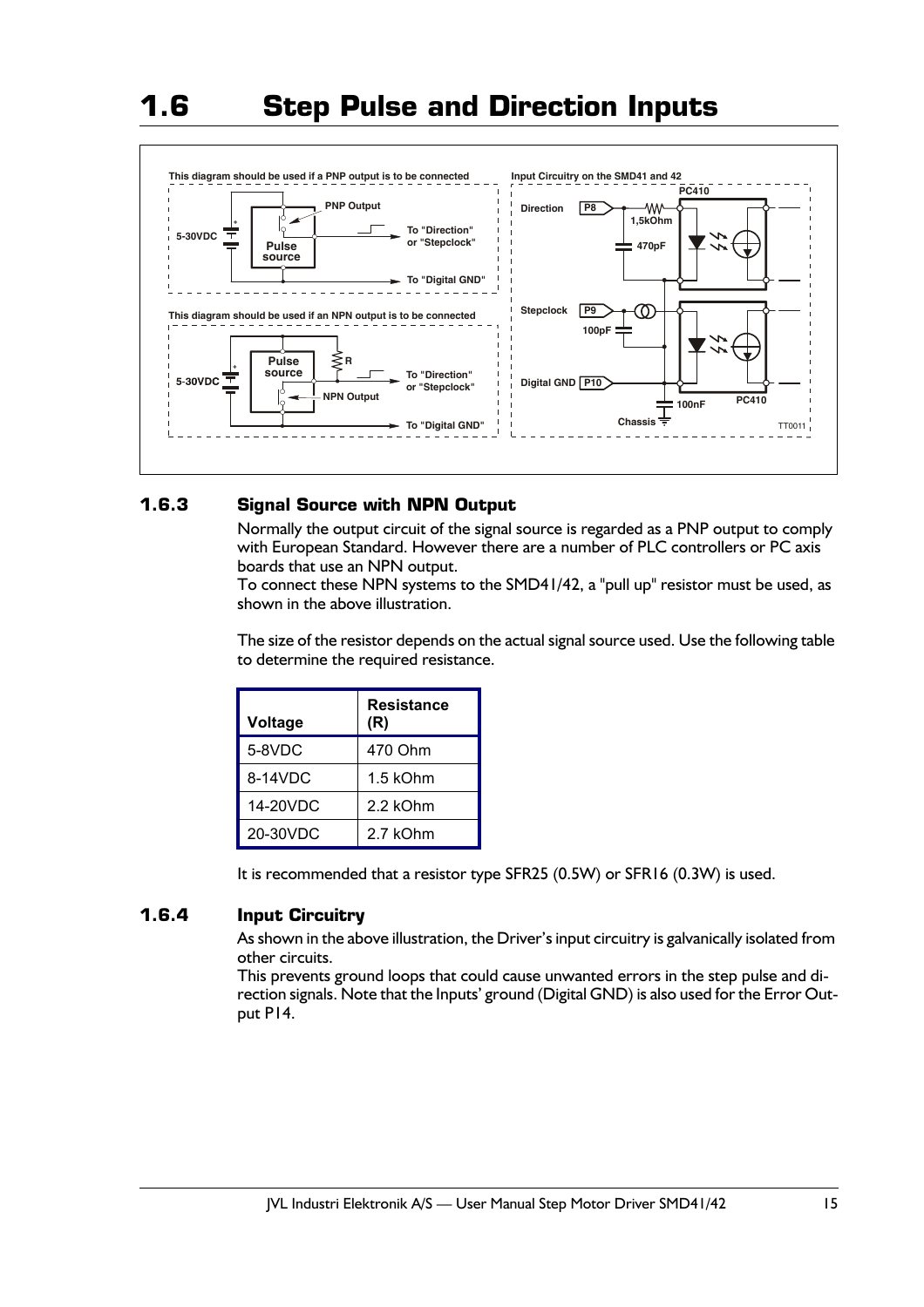# 1.6 Step Pulse and Direction Inputs

### 1.6.3 Signal Source with NPN Output

Normally the output circuit of the signal source is regarded as a PNP output to comply with European Standard. However there are a number of PLC controllers or PC axis boards that use an NPN output.
To connect these NPN systems to the SMD41/42, a "pull up" resistor must be used, as shown in the above illustration.

The size of the resistor depends on the actual signal source used. Use the following table to determine the required resistance.

| Voltage | Resistance (R) |
|---|---|
| 5-8VDC | 470 Ohm |
| 8-14VDC | 1.5 kOhm |
| 14-20VDC | 2.2 kOhm |
| 20-30VDC | 2.7 kOhm |

It is recommended that a resistor type SFR25 (0.5W) or SFR16 (0.3W) is used.

### 1.6.4 Input Circuitry

As shown in the above illustration, the Driver's input circuitry is galvanically isolated from other circuits.
This prevents ground loops that could cause unwanted errors in the step pulse and direction signals. Note that the Inputs' ground (Digital GND) is also used for the Error Output P14.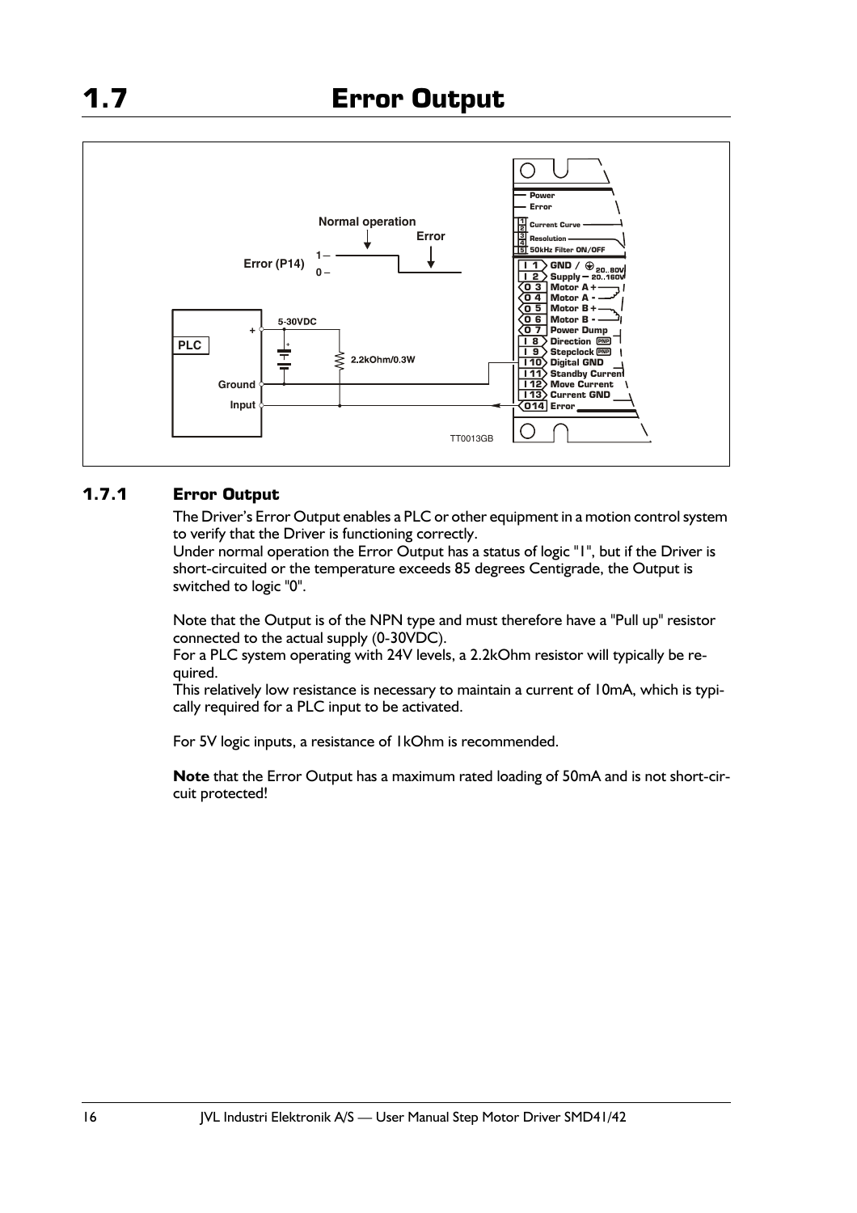# 1.7 Error Output

## 1.7.1 Error Output

The Driver's Error Output enables a PLC or other equipment in a motion control system to verify that the Driver is functioning correctly.
Under normal operation the Error Output has a status of logic "1", but if the Driver is short-circuited or the temperature exceeds 85 degrees Centigrade, the Output is switched to logic "0".

Note that the Output is of the NPN type and must therefore have a "Pull up" resistor connected to the actual supply (0-30VDC).
For a PLC system operating with 24V levels, a 2.2kOhm resistor will typically be required.
This relatively low resistance is necessary to maintain a current of 10mA, which is typically required for a PLC input to be activated.

For 5V logic inputs, a resistance of 1kOhm is recommended.

**Note** that the Error Output has a maximum rated loading of 50mA and is not short-circuit protected!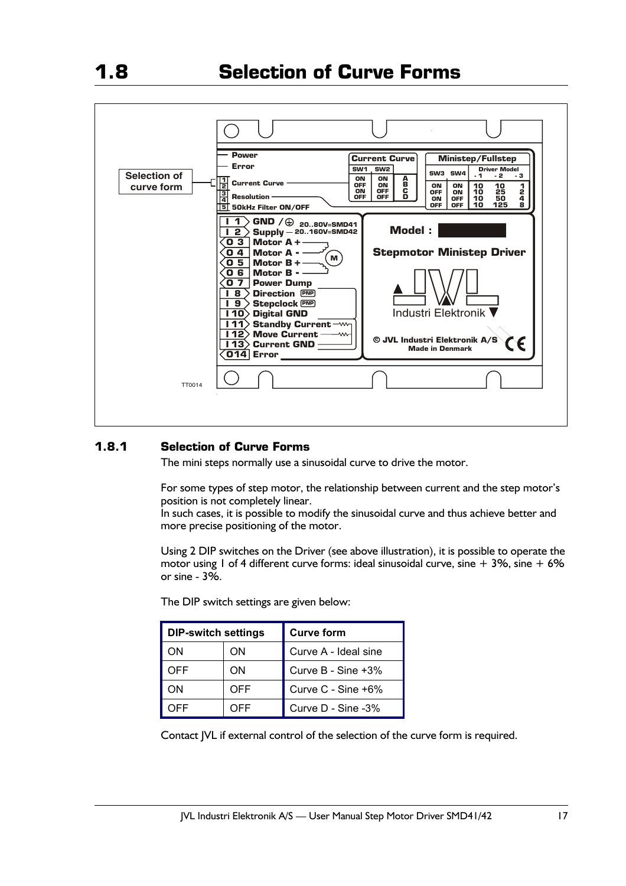# 1.8 Selection of Curve Forms

## 1.8.1 Selection of Curve Forms

The mini steps normally use a sinusoidal curve to drive the motor.

For some types of step motor, the relationship between current and the step motor's position is not completely linear.
In such cases, it is possible to modify the sinusoidal curve and thus achieve better and more precise positioning of the motor.

Using 2 DIP switches on the Driver (see above illustration), it is possible to operate the motor using 1 of 4 different curve forms: ideal sinusoidal curve, sine + 3%, sine + 6% or sine - 3%.

The DIP switch settings are given below:

| DIP-switch settings | | Curve form |
|---|---|---|
| ON | ON | Curve A - Ideal sine |
| OFF | ON | Curve B - Sine +3% |
| ON | OFF | Curve C - Sine +6% |
| OFF | OFF | Curve D - Sine -3% |

Contact JVL if external control of the selection of the curve form is required.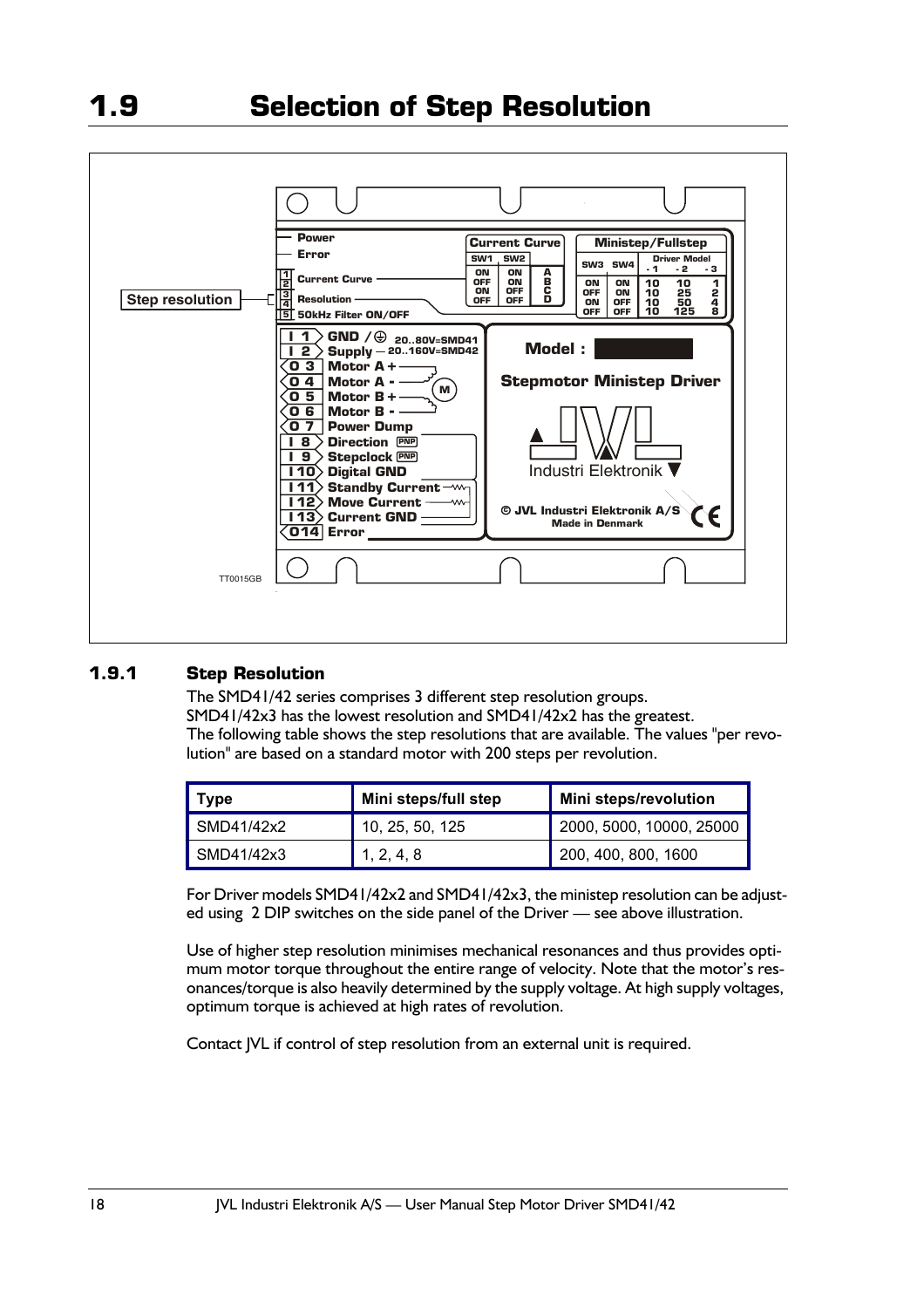# 1.9 Selection of Step Resolution

### 1.9.1 Step Resolution

The SMD41/42 series comprises 3 different step resolution groups.
SMD41/42x3 has the lowest resolution and SMD41/42x2 has the greatest.
The following table shows the step resolutions that are available. The values "per revolution" are based on a standard motor with 200 steps per revolution.

| Type | Mini steps/full step | Mini steps/revolution |
| --- | --- | --- |
| SMD41/42x2 | 10, 25, 50, 125 | 2000, 5000, 10000, 25000 |
| SMD41/42x3 | 1, 2, 4, 8 | 200, 400, 800, 1600 |

For Driver models SMD41/42x2 and SMD41/42x3, the ministep resolution can be adjusted using 2 DIP switches on the side panel of the Driver — see above illustration.

Use of higher step resolution minimises mechanical resonances and thus provides optimum motor torque throughout the entire range of velocity. Note that the motor's resonances/torque is also heavily determined by the supply voltage. At high supply voltages, optimum torque is achieved at high rates of revolution.

Contact JVL if control of step resolution from an external unit is required.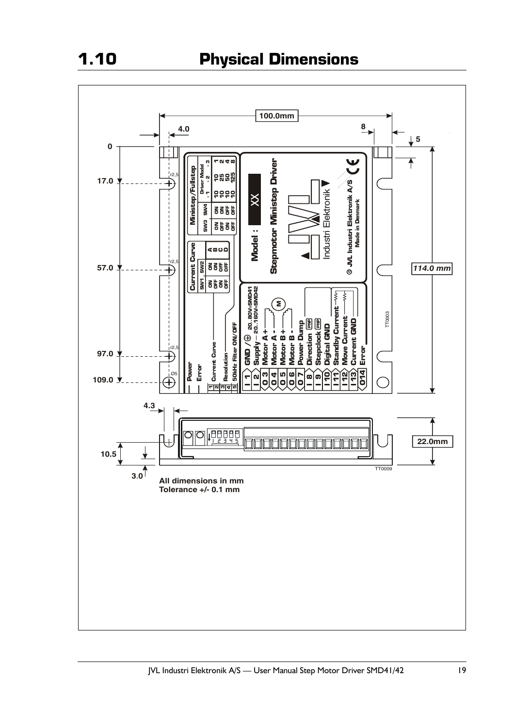# 1.10 Physical Dimensions

All dimensions in mm
Tolerance +/- 0.1 mm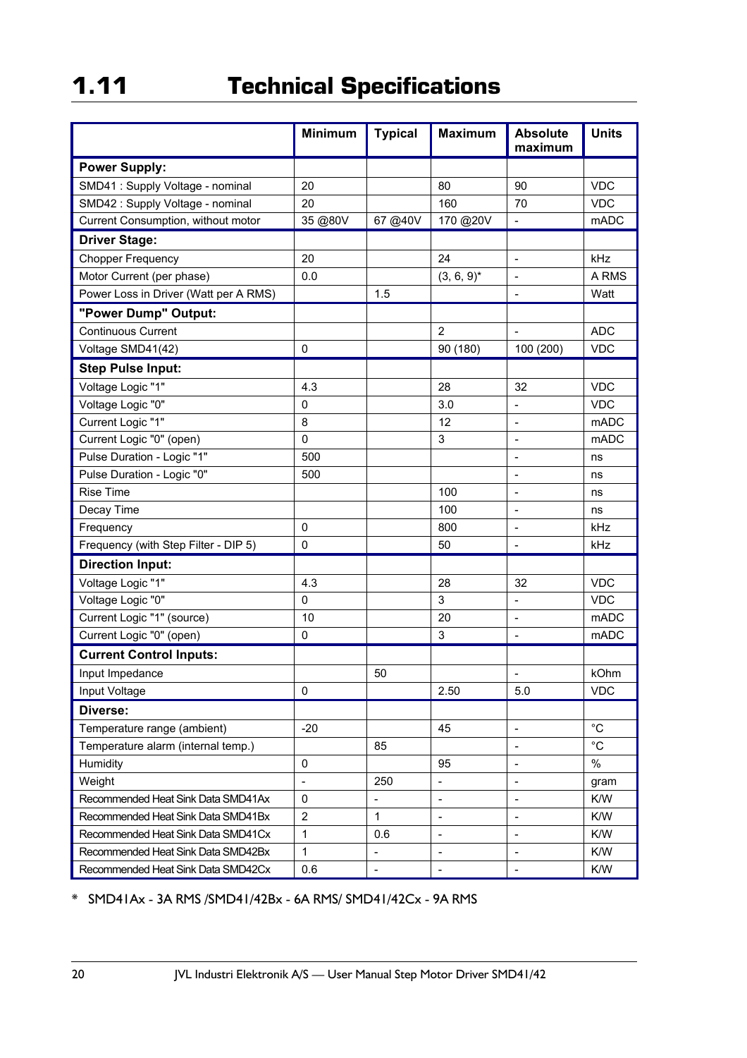# 1.11 Technical Specifications

| | Minimum | Typical | Maximum | Absolute maximum | Units |
|---|---|---|---|---|---|
| **Power Supply:** | | | | | |
| SMD41 : Supply Voltage - nominal | 20 | | 80 | 90 | VDC |
| SMD42 : Supply Voltage - nominal | 20 | | 160 | 70 | VDC |
| Current Consumption, without motor | 35 @80V | 67 @40V | 170 @20V | - | mADC |
| **Driver Stage:** | | | | | |
| Chopper Frequency | 20 | | 24 | - | kHz |
| Motor Current (per phase) | 0.0 | | (3, 6, 9)* | - | A RMS |
| Power Loss in Driver (Watt per A RMS) | | 1.5 | | - | Watt |
| **"Power Dump" Output:** | | | | | |
| Continuous Current | | | 2 | - | ADC |
| Voltage SMD41(42) | 0 | | 90 (180) | 100 (200) | VDC |
| **Step Pulse Input:** | | | | | |
| Voltage Logic "1" | 4.3 | | 28 | 32 | VDC |
| Voltage Logic "0" | 0 | | 3.0 | - | VDC |
| Current Logic "1" | 8 | | 12 | - | mADC |
| Current Logic "0" (open) | 0 | | 3 | - | mADC |
| Pulse Duration - Logic "1" | 500 | | | - | ns |
| Pulse Duration - Logic "0" | 500 | | | - | ns |
| Rise Time | | | 100 | - | ns |
| Decay Time | | | 100 | - | ns |
| Frequency | 0 | | 800 | - | kHz |
| Frequency (with Step Filter - DIP 5) | 0 | | 50 | - | kHz |
| **Direction Input:** | | | | | |
| Voltage Logic "1" | 4.3 | | 28 | 32 | VDC |
| Voltage Logic "0" | 0 | | 3 | - | VDC |
| Current Logic "1" (source) | 10 | | 20 | - | mADC |
| Current Logic "0" (open) | 0 | | 3 | - | mADC |
| **Current Control Inputs:** | | | | | |
| Input Impedance | | 50 | | - | kOhm |
| Input Voltage | 0 | | 2.50 | 5.0 | VDC |
| **Diverse:** | | | | | |
| Temperature range (ambient) | -20 | | 45 | - | °C |
| Temperature alarm (internal temp.) | | 85 | | - | °C |
| Humidity | 0 | | 95 | - | % |
| Weight | - | 250 | - | - | gram |
| Recommended Heat Sink Data SMD41Ax | 0 | - | - | - | K/W |
| Recommended Heat Sink Data SMD41Bx | 2 | 1 | - | - | K/W |
| Recommended Heat Sink Data SMD41Cx | 1 | 0.6 | - | - | K/W |
| Recommended Heat Sink Data SMD42Bx | 1 | - | - | - | K/W |
| Recommended Heat Sink Data SMD42Cx | 0.6 | - | - | - | K/W |

* SMD41Ax - 3A RMS /SMD41/42Bx - 6A RMS/ SMD41/42Cx - 9A RMS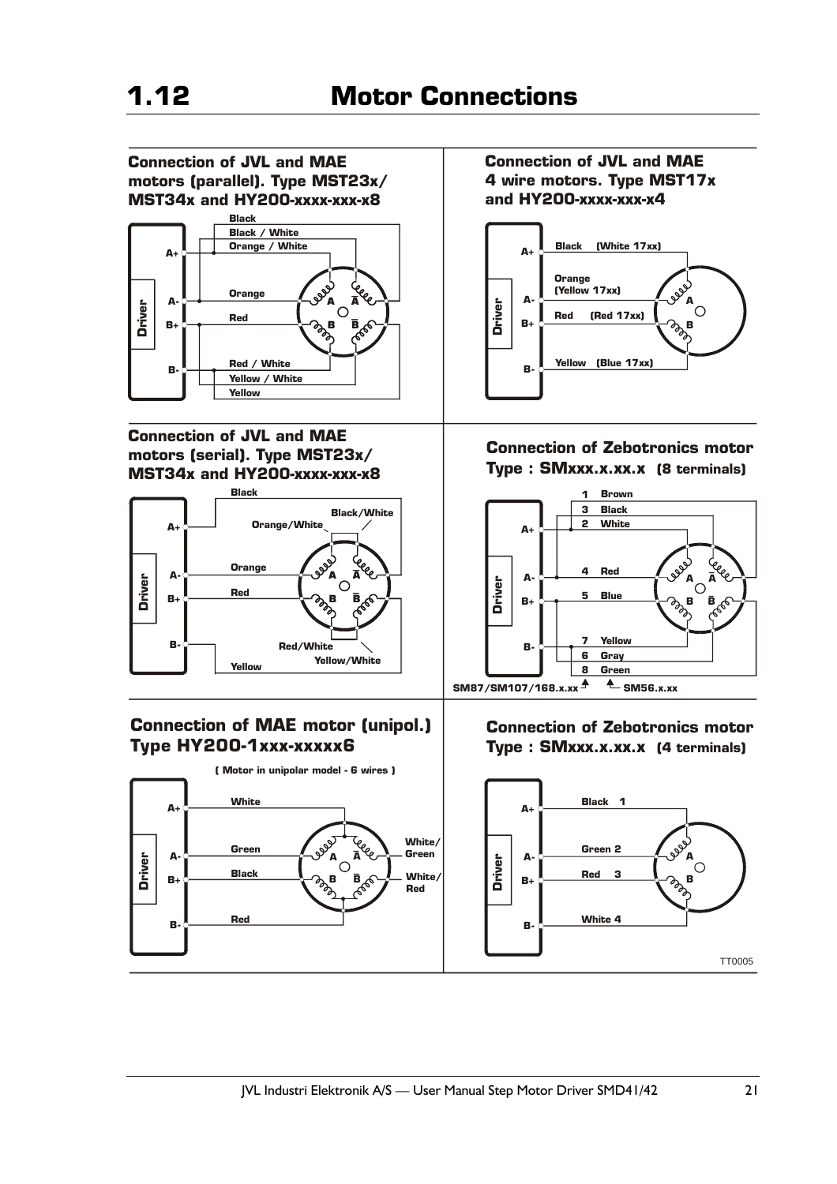# 1.12 Motor Connections

### Connection of JVL and MAE motors (parallel). Type MST23x/ MST34x and HY200-xxxx-xxx-x8

Driver: A+, A-, B+, B-

Black
Black / White
Orange / White
Orange
Red
Red / White
Yellow / White
Yellow

A, $\bar{A}$, B, $\bar{B}$

### Connection of JVL and MAE 4 wire motors. Type MST17x and HY200-xxxx-xxx-x4

Driver: A+, A-, B+, B-

Black (White 17xx)
Orange (Yellow 17xx)
Red (Red 17xx)
Yellow (Blue 17xx)

A, B

### Connection of JVL and MAE motors (serial). Type MST23x/ MST34x and HY200-xxxx-xxx-x8

Driver: A+, A-, B+, B-

Black
Black/White
Orange/White
Orange
Red
Red/White
Yellow/White
Yellow

A, $\bar{A}$, B, $\bar{B}$

### Connection of Zebotronics motor Type : SMxxx.x.xx.x (8 terminals)

Driver: A+, A-, B+, B-

1 Brown
3 Black
2 White
4 Red
5 Blue
7 Yellow
6 Gray
8 Green

A, $\bar{A}$, B, $\bar{B}$

SM87/SM107/168.x.xx — SM56.x.xx

### Connection of MAE motor (unipol.) Type HY200-1xxx-xxxxx6

( Motor in unipolar model - 6 wires )

Driver: A+, A-, B+, B-

White
Green
Black
Red
White/ Green
White/ Red

A, $\bar{A}$, B, $\bar{B}$

### Connection of Zebotronics motor Type : SMxxx.x.xx.x (4 terminals)

Driver: A+, A-, B+, B-

Black 1
Green 2
Red 3
White 4

A, B

TT0005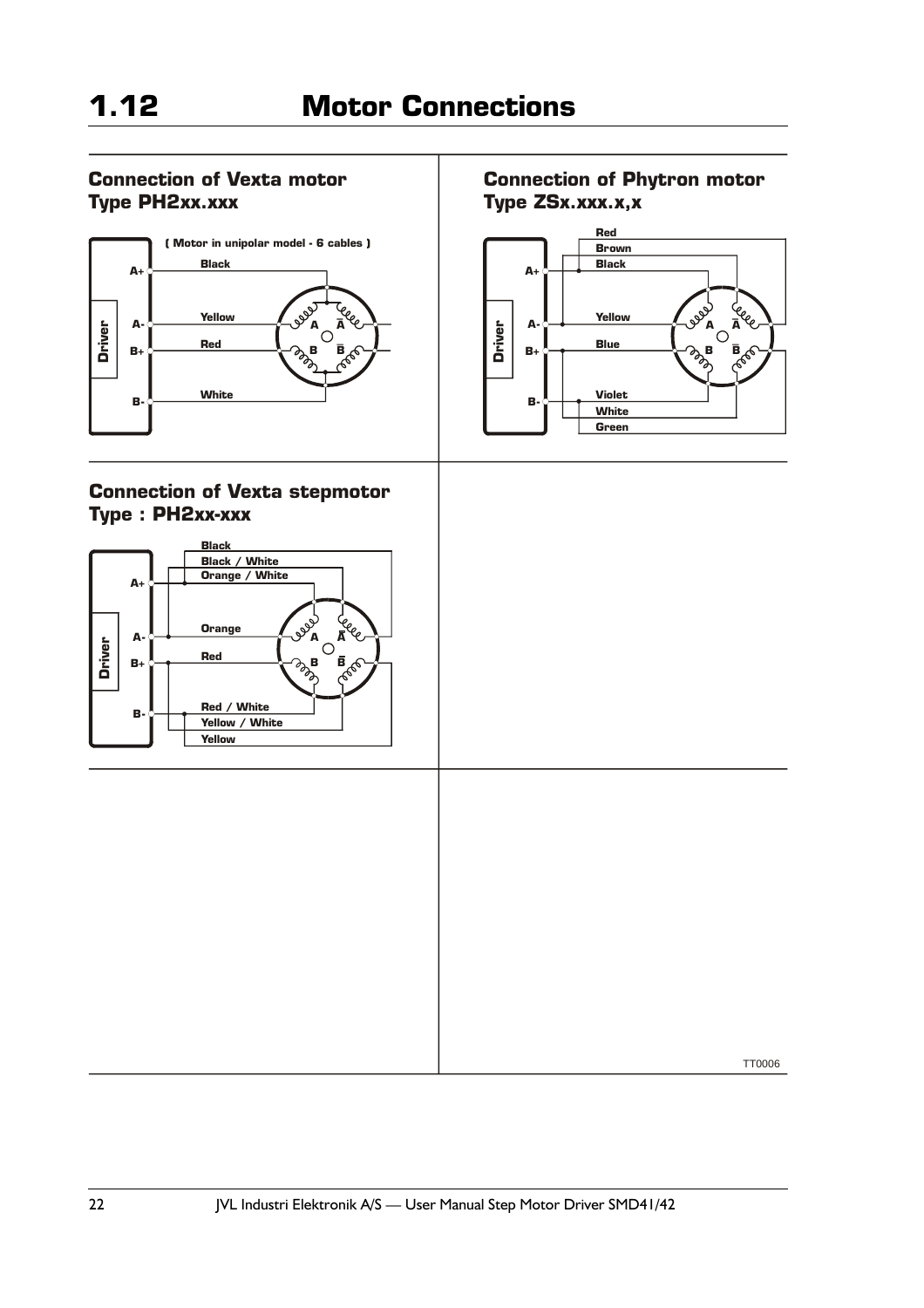# 1.12 Motor Connections

## Connection of Vexta motor Type PH2xx.xxx

( Motor in unipolar model - 6 cables )

Driver

A+ — Black

A- — Yellow

B+ — Red

B- — White

## Connection of Phytron motor Type ZSx.xxx.x,x

Driver

A+ — Red, Brown, Black

A- — Yellow

B+ — Blue

B- — Violet, White, Green

## Connection of Vexta stepmotor Type : PH2xx-xxx

Driver

A+ — Black, Black / White, Orange / White

A- — Orange

B+ — Red

B- — Red / White, Yellow / White, Yellow

TT0006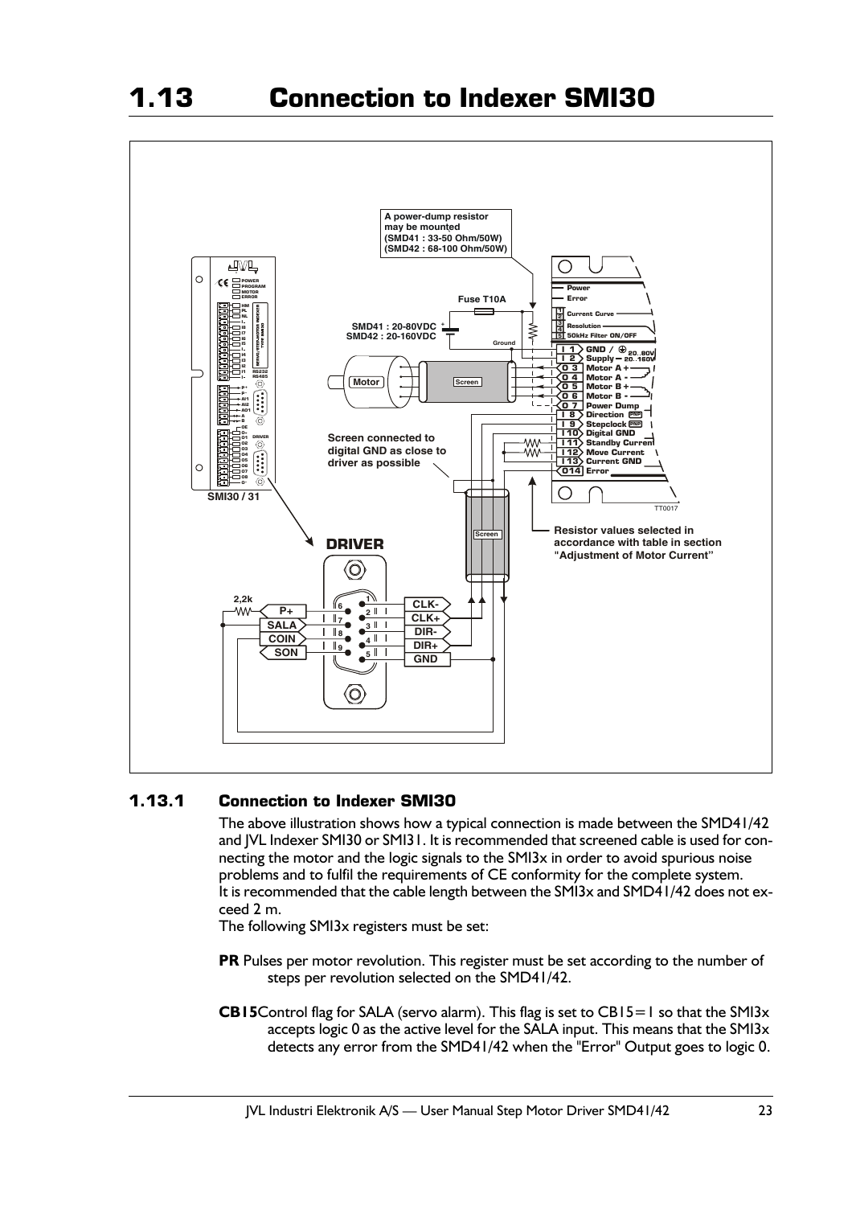# 1.13 Connection to Indexer SMI30

## 1.13.1 Connection to Indexer SMI30

The above illustration shows how a typical connection is made between the SMD41/42 and JVL Indexer SMI30 or SMI31. It is recommended that screened cable is used for connecting the motor and the logic signals to the SMI3x in order to avoid spurious noise problems and to fulfil the requirements of CE conformity for the complete system.
It is recommended that the cable length between the SMI3x and SMD41/42 does not exceed 2 m.
The following SMI3x registers must be set:

**PR** Pulses per motor revolution. This register must be set according to the number of steps per revolution selected on the SMD41/42.

**CB15** Control flag for SALA (servo alarm). This flag is set to CB15=1 so that the SMI3x accepts logic 0 as the active level for the SALA input. This means that the SMI3x detects any error from the SMD41/42 when the "Error" Output goes to logic 0.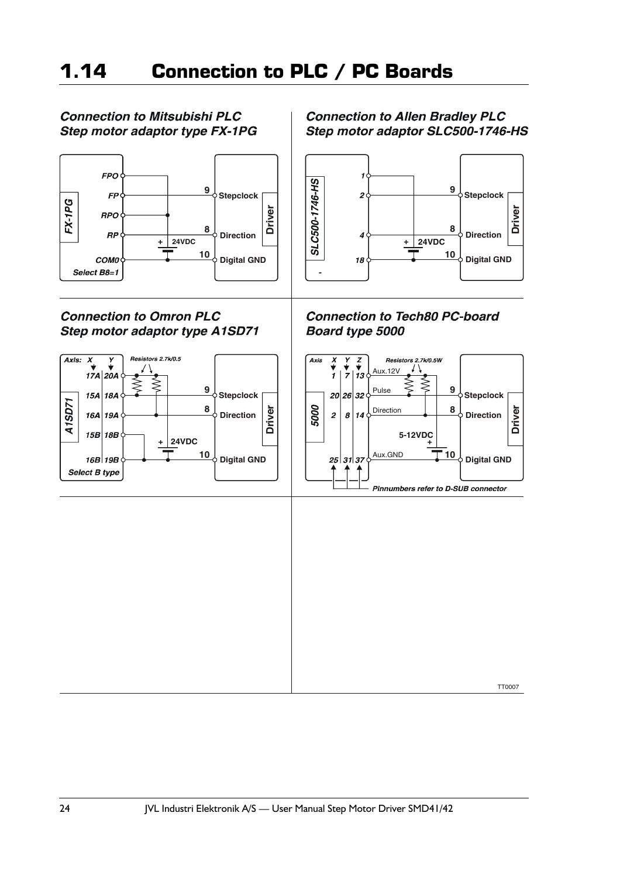# 1.14 Connection to PLC / PC Boards

### *Connection to Mitsubishi PLC Step motor adaptor type FX-1PG*

FX-1PG: FPO, FP, RPO, RP, COM0 — Select B8=1

Driver: 9 Stepclock, 8 Direction, 10 Digital GND — + 24VDC

### *Connection to Allen Bradley PLC Step motor adaptor SLC500-1746-HS*

SLC500-1746-HS: 1, 2, 4, 18

Driver: 9 Stepclock, 8 Direction, 10 Digital GND — + 24VDC

### *Connection to Omron PLC Step motor adaptor type A1SD71*

A1SD71 — Axis: X, Y — 17A 20A, 15A 18A, 16A 19A, 15B 18B, 16B 19B — Select B type

Resistors 2.7k/0.5

Driver: 9 Stepclock, 8 Direction, 10 Digital GND — + 24VDC

### *Connection to Tech80 PC-board Board type 5000*

5000 — Axis: X, Y, Z — 1 7 13 (Aux.12V), 20 26 32 (Pulse), 2 8 14 (Direction), 25 31 37 (Aux.GND)

Resistors 2.7k/0.5W

Driver: 9 Stepclock, 8 Direction, 10 Digital GND — + 5-12VDC

Pinnumbers refer to D-SUB connector

TT0007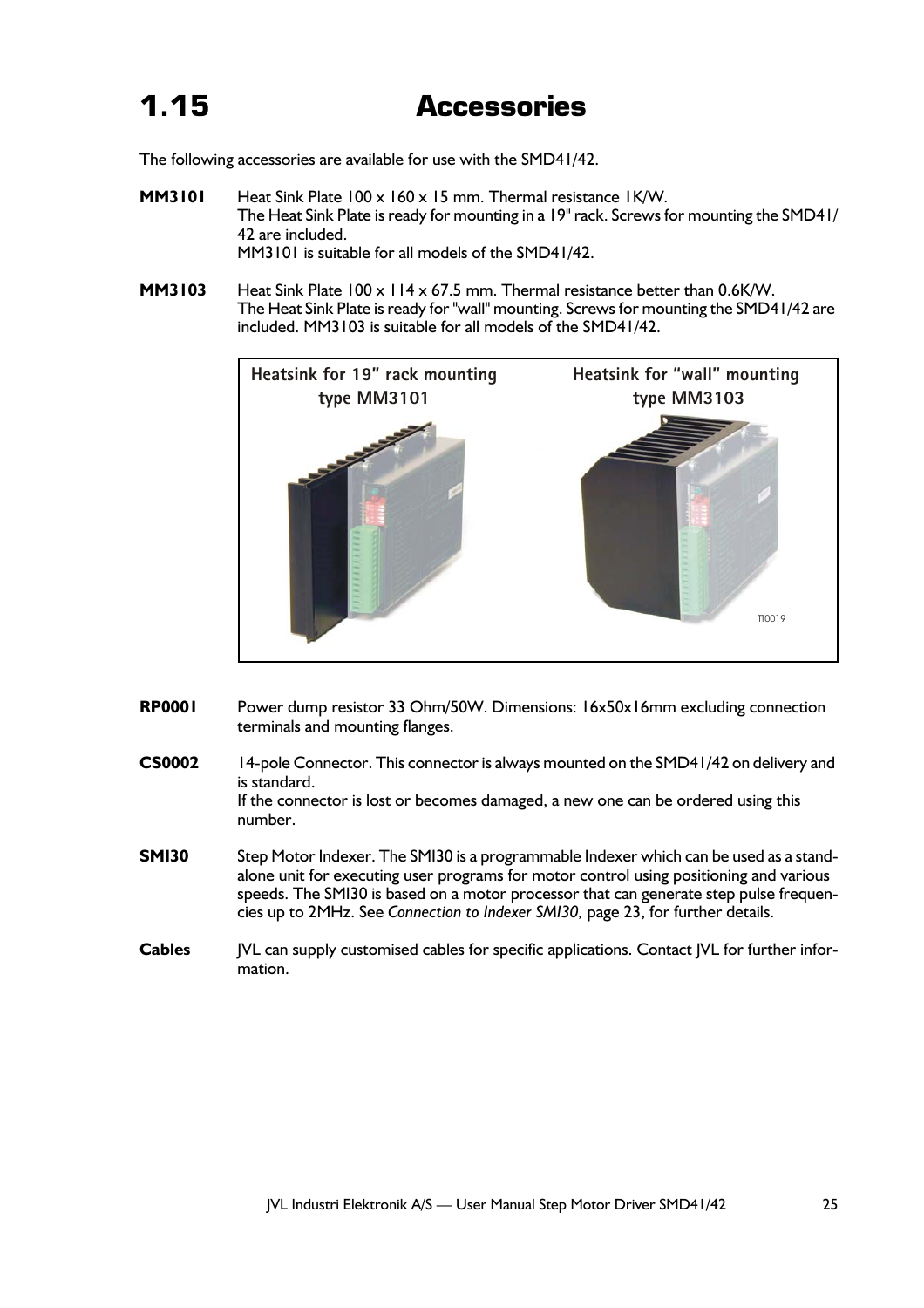# 1.15 Accessories

The following accessories are available for use with the SMD41/42.

**MM3101** Heat Sink Plate 100 x 160 x 15 mm. Thermal resistance 1K/W.
The Heat Sink Plate is ready for mounting in a 19" rack. Screws for mounting the SMD41/42 are included.
MM3101 is suitable for all models of the SMD41/42.

**MM3103** Heat Sink Plate 100 x 114 x 67.5 mm. Thermal resistance better than 0.6K/W.
The Heat Sink Plate is ready for "wall" mounting. Screws for mounting the SMD41/42 are included. MM3103 is suitable for all models of the SMD41/42.

Heatsink for 19" rack mounting type MM3101

Heatsink for "wall" mounting type MM3103

TT0019

**RP0001** Power dump resistor 33 Ohm/50W. Dimensions: 16x50x16mm excluding connection terminals and mounting flanges.

**CS0002** 14-pole Connector. This connector is always mounted on the SMD41/42 on delivery and is standard.
If the connector is lost or becomes damaged, a new one can be ordered using this number.

**SMI30** Step Motor Indexer. The SMI30 is a programmable Indexer which can be used as a stand-alone unit for executing user programs for motor control using positioning and various speeds. The SMI30 is based on a motor processor that can generate step pulse frequencies up to 2MHz. See *Connection to Indexer SMI30,* page 23, for further details.

**Cables** JVL can supply customised cables for specific applications. Contact JVL for further information.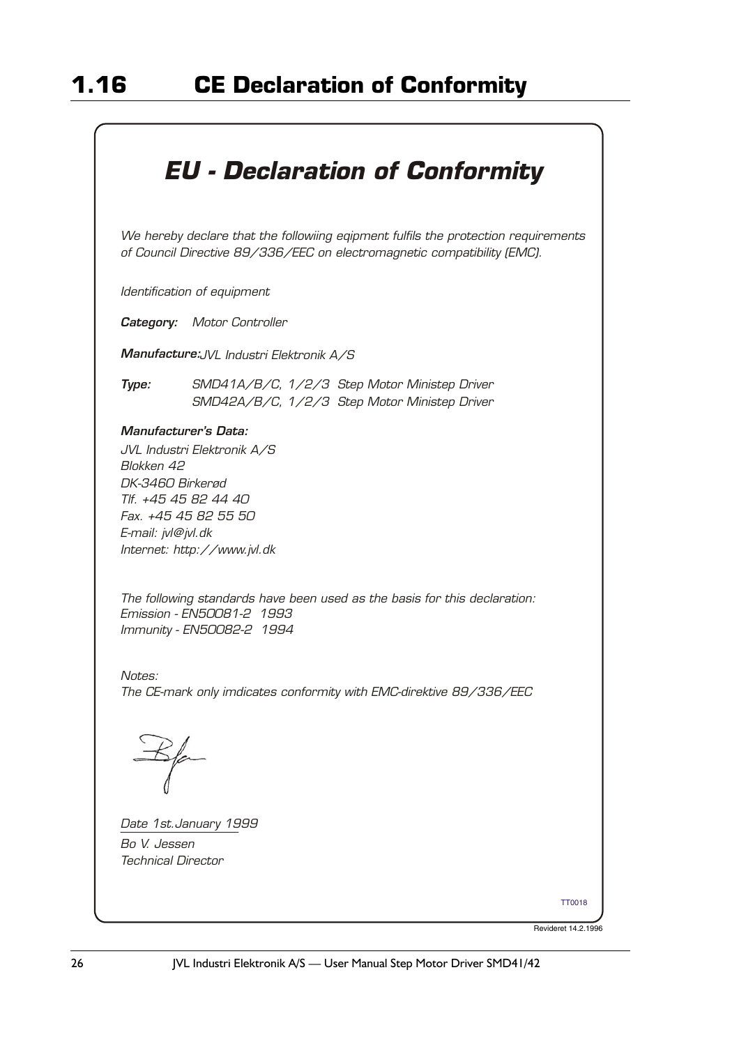# 1.16 CE Declaration of Conformity

## *EU - Declaration of Conformity*

*We hereby declare that the followiing eqipment fulfils the protection requirements of Council Directive 89/336/EEC on electromagnetic compatibility (EMC).*

*Identification of equipment*

***Category:*** *Motor Controller*

***Manufacture:*** *JVL Industri Elektronik A/S*

***Type:*** *SMD41A/B/C, 1/2/3 Step Motor Ministep Driver*
*SMD42A/B/C, 1/2/3 Step Motor Ministep Driver*

***Manufacturer's Data:***
*JVL Industri Elektronik A/S*
*Blokken 42*
*DK-3460 Birkerød*
*Tlf. +45 45 82 44 40*
*Fax. +45 45 82 55 50*
*E-mail: jvl@jvl.dk*
*Internet: http://www.jvl.dk*

*The following standards have been used as the basis for this declaration:*
*Emission - EN50081-2 1993*
*Immunity - EN50082-2 1994*

*Notes:*
*The CE-mark only imdicates conformity with EMC-direktive 89/336/EEC*

*Date 1st.January 1999*
*Bo V. Jessen*
*Technical Director*

TT0018

Revideret 14.2.1996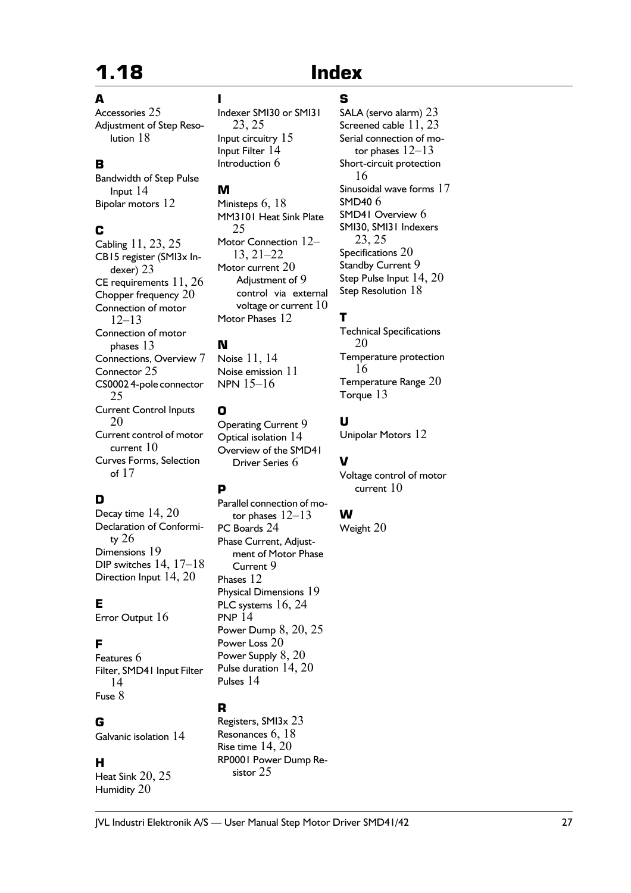# 1.18 Index

### A

Accessories 25
Adjustment of Step Resolution 18

### B

Bandwidth of Step Pulse Input 14
Bipolar motors 12

### C

Cabling 11, 23, 25
CB15 register (SMI3x Indexer) 23
CE requirements 11, 26
Chopper frequency 20
Connection of motor 12–13
Connection of motor phases 13
Connections, Overview 7
Connector 25
CS0002 4-pole connector 25
Current Control Inputs 20
Current control of motor current 10
Curves Forms, Selection of 17

### D

Decay time 14, 20
Declaration of Conformity 26
Dimensions 19
DIP switches 14, 17–18
Direction Input 14, 20

### E

Error Output 16

### F

Features 6
Filter, SMD41 Input Filter 14
Fuse 8

### G

Galvanic isolation 14

### H

Heat Sink 20, 25
Humidity 20

### I

Indexer SMI30 or SMI31 23, 25
Input circuitry 15
Input Filter 14
Introduction 6

### M

Ministeps 6, 18
MM3101 Heat Sink Plate 25
Motor Connection 12–13, 21–22
Motor current 20
  Adjustment of 9
  control via external voltage or current 10
Motor Phases 12

### N

Noise 11, 14
Noise emission 11
NPN 15–16

### O

Operating Current 9
Optical isolation 14
Overview of the SMD41 Driver Series 6

### P

Parallel connection of motor phases 12–13
PC Boards 24
Phase Current, Adjustment of Motor Phase Current 9
Phases 12
Physical Dimensions 19
PLC systems 16, 24
PNP 14
Power Dump 8, 20, 25
Power Loss 20
Power Supply 8, 20
Pulse duration 14, 20
Pulses 14

### R

Registers, SMI3x 23
Resonances 6, 18
Rise time 14, 20
RP0001 Power Dump Resistor 25

### S

SALA (servo alarm) 23
Screened cable 11, 23
Serial connection of motor phases 12–13
Short-circuit protection 16
Sinusoidal wave forms 17
SMD40 6
SMD41 Overview 6
SMI30, SMI31 Indexers 23, 25
Specifications 20
Standby Current 9
Step Pulse Input 14, 20
Step Resolution 18

### T

Technical Specifications 20
Temperature protection 16
Temperature Range 20
Torque 13

### U

Unipolar Motors 12

### V

Voltage control of motor current 10

### W

Weight 20